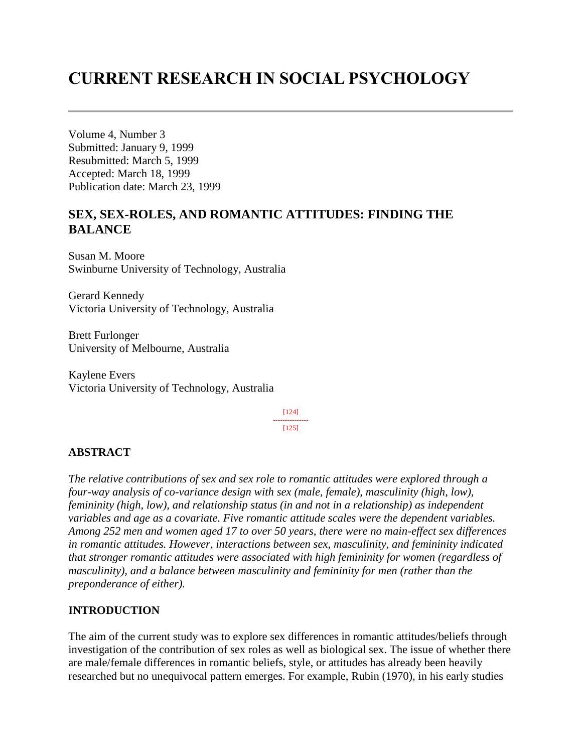# CURRENT RESEARCH IN SOCIAL PSYCHOLOGY

Volume 4, Number 3
Submitted: January 9, 1999
Resubmitted: March 5, 1999
Accepted: March 18, 1999
Publication date: March 23, 1999

## SEX, SEX-ROLES, AND ROMANTIC ATTITUDES: FINDING THE BALANCE

Susan M. Moore
Swinburne University of Technology, Australia

Gerard Kennedy
Victoria University of Technology, Australia

Brett Furlonger
University of Melbourne, Australia

Kaylene Evers
Victoria University of Technology, Australia

### ABSTRACT

*The relative contributions of sex and sex role to romantic attitudes were explored through a four-way analysis of co-variance design with sex (male, female), masculinity (high, low), femininity (high, low), and relationship status (in and not in a relationship) as independent variables and age as a covariate. Five romantic attitude scales were the dependent variables. Among 252 men and women aged 17 to over 50 years, there were no main-effect sex differences in romantic attitudes. However, interactions between sex, masculinity, and femininity indicated that stronger romantic attitudes were associated with high femininity for women (regardless of masculinity), and a balance between masculinity and femininity for men (rather than the preponderance of either).*

### INTRODUCTION

The aim of the current study was to explore sex differences in romantic attitudes/beliefs through investigation of the contribution of sex roles as well as biological sex. The issue of whether there are male/female differences in romantic beliefs, style, or attitudes has already been heavily researched but no unequivocal pattern emerges. For example, Rubin (1970), in his early studies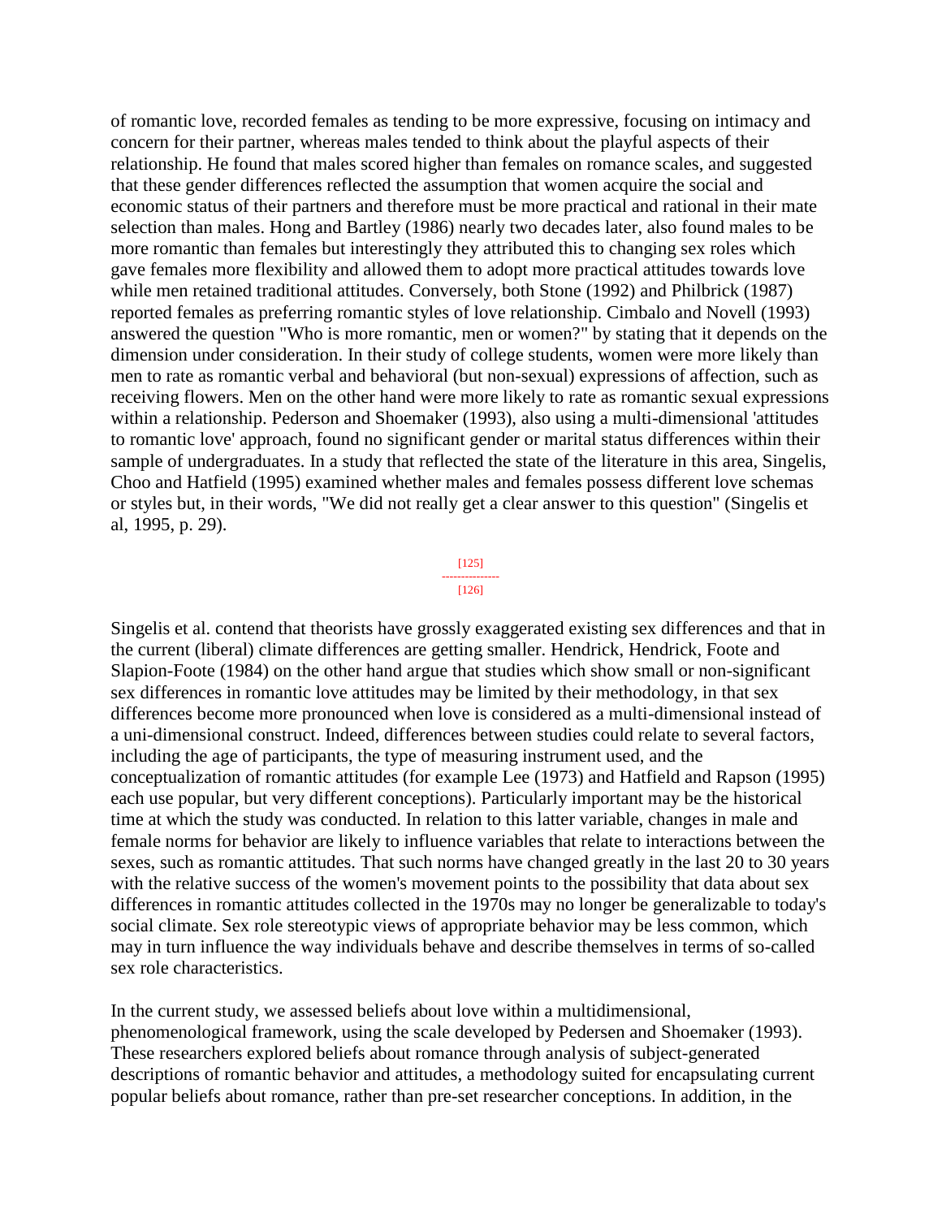of romantic love, recorded females as tending to be more expressive, focusing on intimacy and concern for their partner, whereas males tended to think about the playful aspects of their relationship. He found that males scored higher than females on romance scales, and suggested that these gender differences reflected the assumption that women acquire the social and economic status of their partners and therefore must be more practical and rational in their mate selection than males. Hong and Bartley (1986) nearly two decades later, also found males to be more romantic than females but interestingly they attributed this to changing sex roles which gave females more flexibility and allowed them to adopt more practical attitudes towards love while men retained traditional attitudes. Conversely, both Stone (1992) and Philbrick (1987) reported females as preferring romantic styles of love relationship. Cimbalo and Novell (1993) answered the question "Who is more romantic, men or women?" by stating that it depends on the dimension under consideration. In their study of college students, women were more likely than men to rate as romantic verbal and behavioral (but non-sexual) expressions of affection, such as receiving flowers. Men on the other hand were more likely to rate as romantic sexual expressions within a relationship. Pederson and Shoemaker (1993), also using a multi-dimensional 'attitudes to romantic love' approach, found no significant gender or marital status differences within their sample of undergraduates. In a study that reflected the state of the literature in this area, Singelis, Choo and Hatfield (1995) examined whether males and females possess different love schemas or styles but, in their words, "We did not really get a clear answer to this question" (Singelis et al, 1995, p. 29).

Singelis et al. contend that theorists have grossly exaggerated existing sex differences and that in the current (liberal) climate differences are getting smaller. Hendrick, Hendrick, Foote and Slapion-Foote (1984) on the other hand argue that studies which show small or non-significant sex differences in romantic love attitudes may be limited by their methodology, in that sex differences become more pronounced when love is considered as a multi-dimensional instead of a uni-dimensional construct. Indeed, differences between studies could relate to several factors, including the age of participants, the type of measuring instrument used, and the conceptualization of romantic attitudes (for example Lee (1973) and Hatfield and Rapson (1995) each use popular, but very different conceptions). Particularly important may be the historical time at which the study was conducted. In relation to this latter variable, changes in male and female norms for behavior are likely to influence variables that relate to interactions between the sexes, such as romantic attitudes. That such norms have changed greatly in the last 20 to 30 years with the relative success of the women's movement points to the possibility that data about sex differences in romantic attitudes collected in the 1970s may no longer be generalizable to today's social climate. Sex role stereotypic views of appropriate behavior may be less common, which may in turn influence the way individuals behave and describe themselves in terms of so-called sex role characteristics.

In the current study, we assessed beliefs about love within a multidimensional, phenomenological framework, using the scale developed by Pedersen and Shoemaker (1993). These researchers explored beliefs about romance through analysis of subject-generated descriptions of romantic behavior and attitudes, a methodology suited for encapsulating current popular beliefs about romance, rather than pre-set researcher conceptions. In addition, in the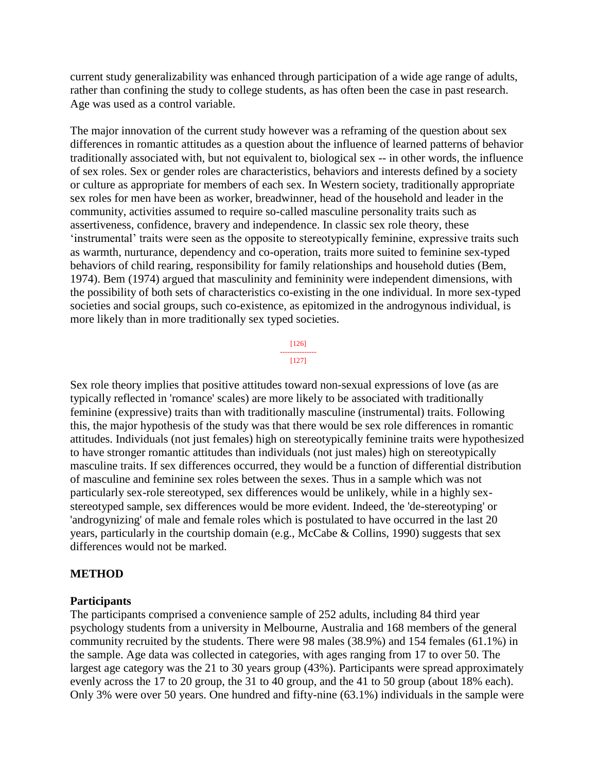current study generalizability was enhanced through participation of a wide age range of adults, rather than confining the study to college students, as has often been the case in past research. Age was used as a control variable.

The major innovation of the current study however was a reframing of the question about sex differences in romantic attitudes as a question about the influence of learned patterns of behavior traditionally associated with, but not equivalent to, biological sex -- in other words, the influence of sex roles. Sex or gender roles are characteristics, behaviors and interests defined by a society or culture as appropriate for members of each sex. In Western society, traditionally appropriate sex roles for men have been as worker, breadwinner, head of the household and leader in the community, activities assumed to require so-called masculine personality traits such as assertiveness, confidence, bravery and independence. In classic sex role theory, these 'instrumental' traits were seen as the opposite to stereotypically feminine, expressive traits such as warmth, nurturance, dependency and co-operation, traits more suited to feminine sex-typed behaviors of child rearing, responsibility for family relationships and household duties (Bem, 1974). Bem (1974) argued that masculinity and femininity were independent dimensions, with the possibility of both sets of characteristics co-existing in the one individual. In more sex-typed societies and social groups, such co-existence, as epitomized in the androgynous individual, is more likely than in more traditionally sex typed societies.

Sex role theory implies that positive attitudes toward non-sexual expressions of love (as are typically reflected in 'romance' scales) are more likely to be associated with traditionally feminine (expressive) traits than with traditionally masculine (instrumental) traits. Following this, the major hypothesis of the study was that there would be sex role differences in romantic attitudes. Individuals (not just females) high on stereotypically feminine traits were hypothesized to have stronger romantic attitudes than individuals (not just males) high on stereotypically masculine traits. If sex differences occurred, they would be a function of differential distribution of masculine and feminine sex roles between the sexes. Thus in a sample which was not particularly sex-role stereotyped, sex differences would be unlikely, while in a highly sex-stereotyped sample, sex differences would be more evident. Indeed, the 'de-stereotyping' or 'androgynizing' of male and female roles which is postulated to have occurred in the last 20 years, particularly in the courtship domain (e.g., McCabe & Collins, 1990) suggests that sex differences would not be marked.

## METHOD

### Participants

The participants comprised a convenience sample of 252 adults, including 84 third year psychology students from a university in Melbourne, Australia and 168 members of the general community recruited by the students. There were 98 males (38.9%) and 154 females (61.1%) in the sample. Age data was collected in categories, with ages ranging from 17 to over 50. The largest age category was the 21 to 30 years group (43%). Participants were spread approximately evenly across the 17 to 20 group, the 31 to 40 group, and the 41 to 50 group (about 18% each). Only 3% were over 50 years. One hundred and fifty-nine (63.1%) individuals in the sample were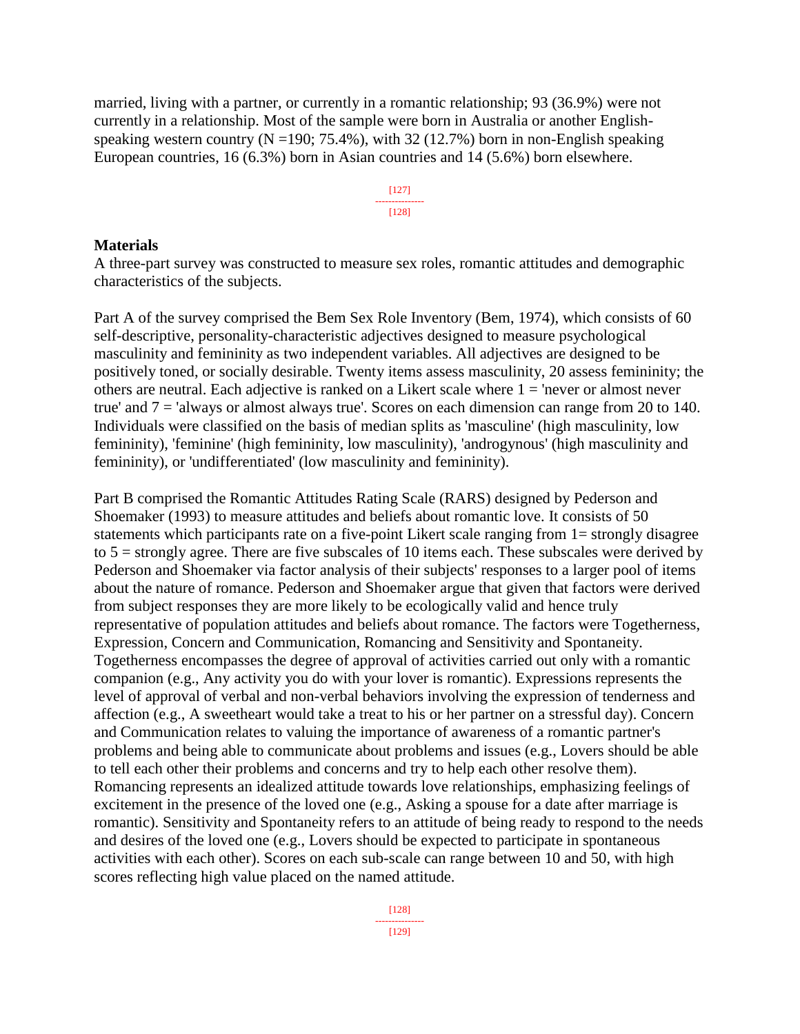married, living with a partner, or currently in a romantic relationship; 93 (36.9%) were not currently in a relationship. Most of the sample were born in Australia or another English-speaking western country (N =190; 75.4%), with 32 (12.7%) born in non-English speaking European countries, 16 (6.3%) born in Asian countries and 14 (5.6%) born elsewhere.

## Materials

A three-part survey was constructed to measure sex roles, romantic attitudes and demographic characteristics of the subjects.

Part A of the survey comprised the Bem Sex Role Inventory (Bem, 1974), which consists of 60 self-descriptive, personality-characteristic adjectives designed to measure psychological masculinity and femininity as two independent variables. All adjectives are designed to be positively toned, or socially desirable. Twenty items assess masculinity, 20 assess femininity; the others are neutral. Each adjective is ranked on a Likert scale where 1 = 'never or almost never true' and 7 = 'always or almost always true'. Scores on each dimension can range from 20 to 140. Individuals were classified on the basis of median splits as 'masculine' (high masculinity, low femininity), 'feminine' (high femininity, low masculinity), 'androgynous' (high masculinity and femininity), or 'undifferentiated' (low masculinity and femininity).

Part B comprised the Romantic Attitudes Rating Scale (RARS) designed by Pederson and Shoemaker (1993) to measure attitudes and beliefs about romantic love. It consists of 50 statements which participants rate on a five-point Likert scale ranging from 1= strongly disagree to 5 = strongly agree. There are five subscales of 10 items each. These subscales were derived by Pederson and Shoemaker via factor analysis of their subjects' responses to a larger pool of items about the nature of romance. Pederson and Shoemaker argue that given that factors were derived from subject responses they are more likely to be ecologically valid and hence truly representative of population attitudes and beliefs about romance. The factors were Togetherness, Expression, Concern and Communication, Romancing and Sensitivity and Spontaneity. Togetherness encompasses the degree of approval of activities carried out only with a romantic companion (e.g., Any activity you do with your lover is romantic). Expressions represents the level of approval of verbal and non-verbal behaviors involving the expression of tenderness and affection (e.g., A sweetheart would take a treat to his or her partner on a stressful day). Concern and Communication relates to valuing the importance of awareness of a romantic partner's problems and being able to communicate about problems and issues (e.g., Lovers should be able to tell each other their problems and concerns and try to help each other resolve them). Romancing represents an idealized attitude towards love relationships, emphasizing feelings of excitement in the presence of the loved one (e.g., Asking a spouse for a date after marriage is romantic). Sensitivity and Spontaneity refers to an attitude of being ready to respond to the needs and desires of the loved one (e.g., Lovers should be expected to participate in spontaneous activities with each other). Scores on each sub-scale can range between 10 and 50, with high scores reflecting high value placed on the named attitude.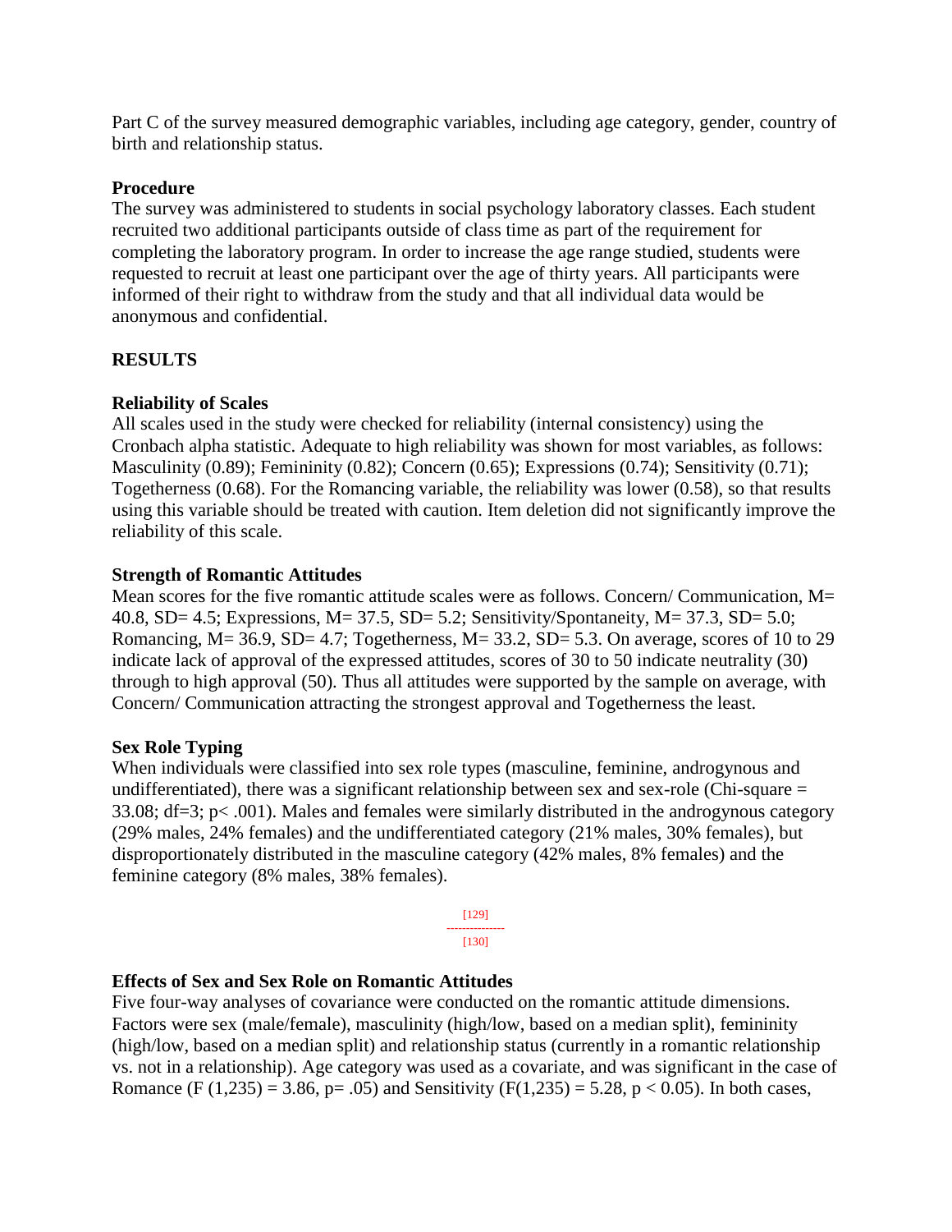Part C of the survey measured demographic variables, including age category, gender, country of birth and relationship status.

**Procedure**
The survey was administered to students in social psychology laboratory classes. Each student recruited two additional participants outside of class time as part of the requirement for completing the laboratory program. In order to increase the age range studied, students were requested to recruit at least one participant over the age of thirty years. All participants were informed of their right to withdraw from the study and that all individual data would be anonymous and confidential.

## RESULTS

**Reliability of Scales**
All scales used in the study were checked for reliability (internal consistency) using the Cronbach alpha statistic. Adequate to high reliability was shown for most variables, as follows: Masculinity (0.89); Femininity (0.82); Concern (0.65); Expressions (0.74); Sensitivity (0.71); Togetherness (0.68). For the Romancing variable, the reliability was lower (0.58), so that results using this variable should be treated with caution. Item deletion did not significantly improve the reliability of this scale.

**Strength of Romantic Attitudes**
Mean scores for the five romantic attitude scales were as follows. Concern/ Communication, M= 40.8, SD= 4.5; Expressions, M= 37.5, SD= 5.2; Sensitivity/Spontaneity, M= 37.3, SD= 5.0; Romancing, M= 36.9, SD= 4.7; Togetherness, M= 33.2, SD= 5.3. On average, scores of 10 to 29 indicate lack of approval of the expressed attitudes, scores of 30 to 50 indicate neutrality (30) through to high approval (50). Thus all attitudes were supported by the sample on average, with Concern/ Communication attracting the strongest approval and Togetherness the least.

**Sex Role Typing**
When individuals were classified into sex role types (masculine, feminine, androgynous and undifferentiated), there was a significant relationship between sex and sex-role (Chi-square = 33.08; df=3; $p < .001$). Males and females were similarly distributed in the androgynous category (29% males, 24% females) and the undifferentiated category (21% males, 30% females), but disproportionately distributed in the masculine category (42% males, 8% females) and the feminine category (8% males, 38% females).

**Effects of Sex and Sex Role on Romantic Attitudes**
Five four-way analyses of covariance were conducted on the romantic attitude dimensions. Factors were sex (male/female), masculinity (high/low, based on a median split), femininity (high/low, based on a median split) and relationship status (currently in a romantic relationship vs. not in a relationship). Age category was used as a covariate, and was significant in the case of Romance ($F(1,235) = 3.86$, $p = .05$) and Sensitivity ($F(1,235) = 5.28$, $p < 0.05$). In both cases,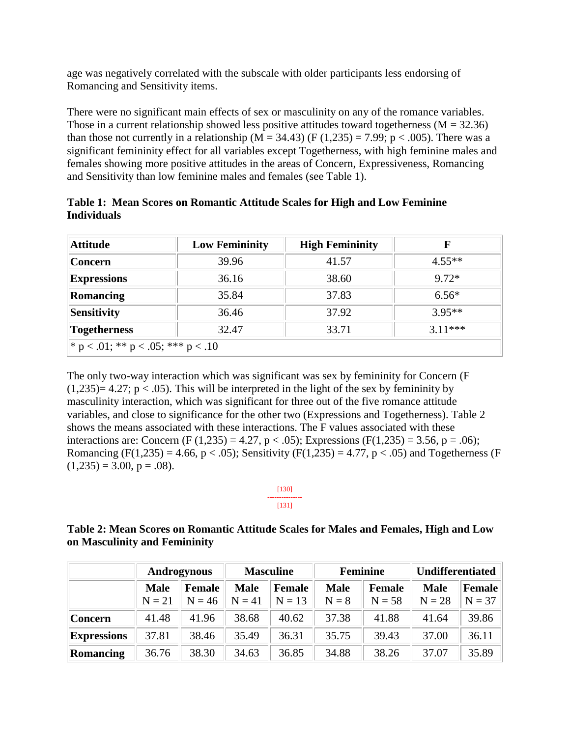age was negatively correlated with the subscale with older participants less endorsing of Romancing and Sensitivity items.

There were no significant main effects of sex or masculinity on any of the romance variables. Those in a current relationship showed less positive attitudes toward togetherness ($M = 32.36$) than those not currently in a relationship ($M = 34.43$) ($F (1,235) = 7.99$; $p < .005$). There was a significant femininity effect for all variables except Togetherness, with high feminine males and females showing more positive attitudes in the areas of Concern, Expressiveness, Romancing and Sensitivity than low feminine males and females (see Table 1).

**Table 1: Mean Scores on Romantic Attitude Scales for High and Low Feminine Individuals**

| Attitude | Low Femininity | High Femininity | F |
|---|---|---|---|
| **Concern** | 39.96 | 41.57 | 4.55** |
| **Expressions** | 36.16 | 38.60 | 9.72* |
| **Romancing** | 35.84 | 37.83 | 6.56* |
| **Sensitivity** | 36.46 | 37.92 | 3.95** |
| **Togetherness** | 32.47 | 33.71 | 3.11*** |
| * p < .01; ** p < .05; *** p < .10 | | | |

The only two-way interaction which was significant was sex by femininity for Concern ($F (1,235)= 4.27$; $p < .05$). This will be interpreted in the light of the sex by femininity by masculinity interaction, which was significant for three out of the five romance attitude variables, and close to significance for the other two (Expressions and Togetherness). Table 2 shows the means associated with these interactions. The F values associated with these interactions are: Concern ($F (1,235) = 4.27$, $p < .05$); Expressions ($F(1,235) = 3.56$, $p = .06$); Romancing ($F(1,235) = 4.66$, $p < .05$); Sensitivity ($F(1,235) = 4.77$, $p < .05$) and Togetherness ($F (1,235) = 3.00$, $p = .08$).

**Table 2: Mean Scores on Romantic Attitude Scales for Males and Females, High and Low on Masculinity and Femininity**

| | Androgynous | | Masculine | | Feminine | | Undifferentiated | |
|---|---|---|---|---|---|---|---|---|
| | **Male** N = 21 | **Female** N = 46 | **Male** N = 41 | **Female** N = 13 | **Male** N = 8 | **Female** N = 58 | **Male** N = 28 | **Female** N = 37 |
| **Concern** | 41.48 | 41.96 | 38.68 | 40.62 | 37.38 | 41.88 | 41.64 | 39.86 |
| **Expressions** | 37.81 | 38.46 | 35.49 | 36.31 | 35.75 | 39.43 | 37.00 | 36.11 |
| **Romancing** | 36.76 | 38.30 | 34.63 | 36.85 | 34.88 | 38.26 | 37.07 | 35.89 |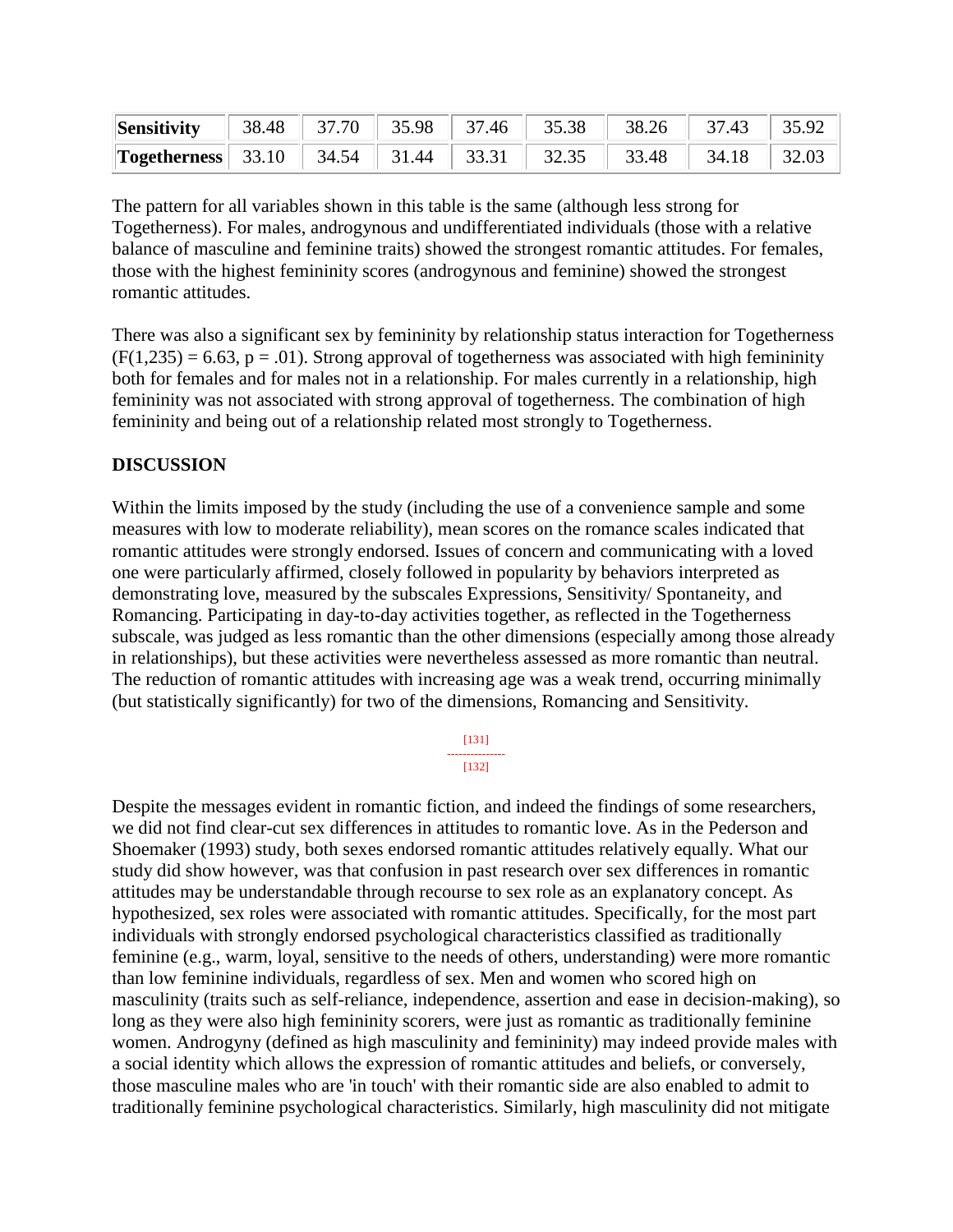| Sensitivity | 38.48 | 37.70 | 35.98 | 37.46 | 35.38 | 38.26 | 37.43 | 35.92 |
|---|---|---|---|---|---|---|---|---|
| Togetherness | 33.10 | 34.54 | 31.44 | 33.31 | 32.35 | 33.48 | 34.18 | 32.03 |

The pattern for all variables shown in this table is the same (although less strong for Togetherness). For males, androgynous and undifferentiated individuals (those with a relative balance of masculine and feminine traits) showed the strongest romantic attitudes. For females, those with the highest femininity scores (androgynous and feminine) showed the strongest romantic attitudes.

There was also a significant sex by femininity by relationship status interaction for Togetherness ($F(1,235) = 6.63$, $p = .01$). Strong approval of togetherness was associated with high femininity both for females and for males not in a relationship. For males currently in a relationship, high femininity was not associated with strong approval of togetherness. The combination of high femininity and being out of a relationship related most strongly to Togetherness.

## DISCUSSION

Within the limits imposed by the study (including the use of a convenience sample and some measures with low to moderate reliability), mean scores on the romance scales indicated that romantic attitudes were strongly endorsed. Issues of concern and communicating with a loved one were particularly affirmed, closely followed in popularity by behaviors interpreted as demonstrating love, measured by the subscales Expressions, Sensitivity/ Spontaneity, and Romancing. Participating in day-to-day activities together, as reflected in the Togetherness subscale, was judged as less romantic than the other dimensions (especially among those already in relationships), but these activities were nevertheless assessed as more romantic than neutral. The reduction of romantic attitudes with increasing age was a weak trend, occurring minimally (but statistically significantly) for two of the dimensions, Romancing and Sensitivity.

Despite the messages evident in romantic fiction, and indeed the findings of some researchers, we did not find clear-cut sex differences in attitudes to romantic love. As in the Pederson and Shoemaker (1993) study, both sexes endorsed romantic attitudes relatively equally. What our study did show however, was that confusion in past research over sex differences in romantic attitudes may be understandable through recourse to sex role as an explanatory concept. As hypothesized, sex roles were associated with romantic attitudes. Specifically, for the most part individuals with strongly endorsed psychological characteristics classified as traditionally feminine (e.g., warm, loyal, sensitive to the needs of others, understanding) were more romantic than low feminine individuals, regardless of sex. Men and women who scored high on masculinity (traits such as self-reliance, independence, assertion and ease in decision-making), so long as they were also high femininity scorers, were just as romantic as traditionally feminine women. Androgyny (defined as high masculinity and femininity) may indeed provide males with a social identity which allows the expression of romantic attitudes and beliefs, or conversely, those masculine males who are 'in touch' with their romantic side are also enabled to admit to traditionally feminine psychological characteristics. Similarly, high masculinity did not mitigate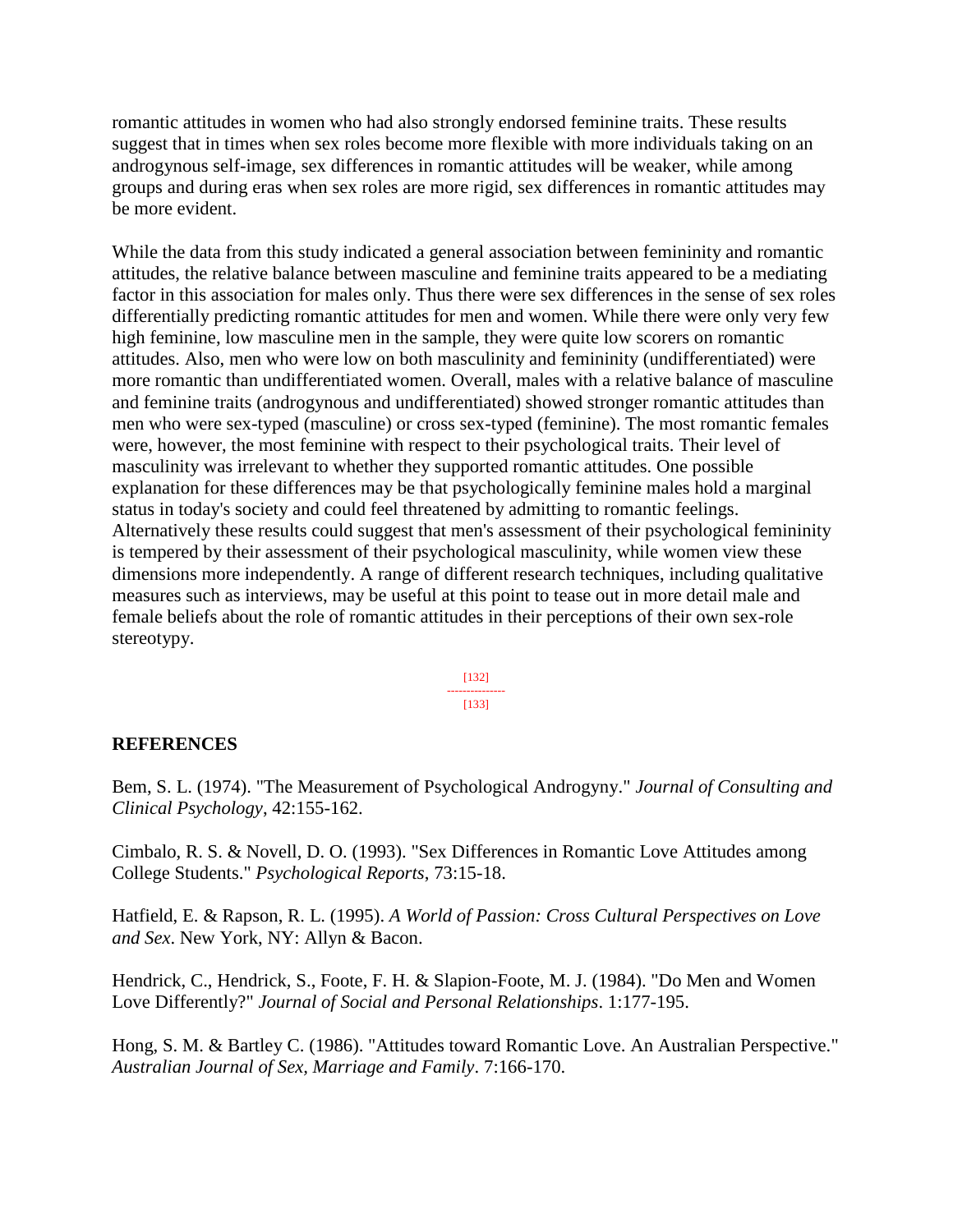romantic attitudes in women who had also strongly endorsed feminine traits. These results suggest that in times when sex roles become more flexible with more individuals taking on an androgynous self-image, sex differences in romantic attitudes will be weaker, while among groups and during eras when sex roles are more rigid, sex differences in romantic attitudes may be more evident.

While the data from this study indicated a general association between femininity and romantic attitudes, the relative balance between masculine and feminine traits appeared to be a mediating factor in this association for males only. Thus there were sex differences in the sense of sex roles differentially predicting romantic attitudes for men and women. While there were only very few high feminine, low masculine men in the sample, they were quite low scorers on romantic attitudes. Also, men who were low on both masculinity and femininity (undifferentiated) were more romantic than undifferentiated women. Overall, males with a relative balance of masculine and feminine traits (androgynous and undifferentiated) showed stronger romantic attitudes than men who were sex-typed (masculine) or cross sex-typed (feminine). The most romantic females were, however, the most feminine with respect to their psychological traits. Their level of masculinity was irrelevant to whether they supported romantic attitudes. One possible explanation for these differences may be that psychologically feminine males hold a marginal status in today's society and could feel threatened by admitting to romantic feelings. Alternatively these results could suggest that men's assessment of their psychological femininity is tempered by their assessment of their psychological masculinity, while women view these dimensions more independently. A range of different research techniques, including qualitative measures such as interviews, may be useful at this point to tease out in more detail male and female beliefs about the role of romantic attitudes in their perceptions of their own sex-role stereotypy.

## REFERENCES

Bem, S. L. (1974). "The Measurement of Psychological Androgyny." *Journal of Consulting and Clinical Psychology*, 42:155-162.

Cimbalo, R. S. & Novell, D. O. (1993). "Sex Differences in Romantic Love Attitudes among College Students." *Psychological Reports*, 73:15-18.

Hatfield, E. & Rapson, R. L. (1995). *A World of Passion: Cross Cultural Perspectives on Love and Sex*. New York, NY: Allyn & Bacon.

Hendrick, C., Hendrick, S., Foote, F. H. & Slapion-Foote, M. J. (1984). "Do Men and Women Love Differently?" *Journal of Social and Personal Relationships*. 1:177-195.

Hong, S. M. & Bartley C. (1986). "Attitudes toward Romantic Love. An Australian Perspective." *Australian Journal of Sex, Marriage and Family*. 7:166-170.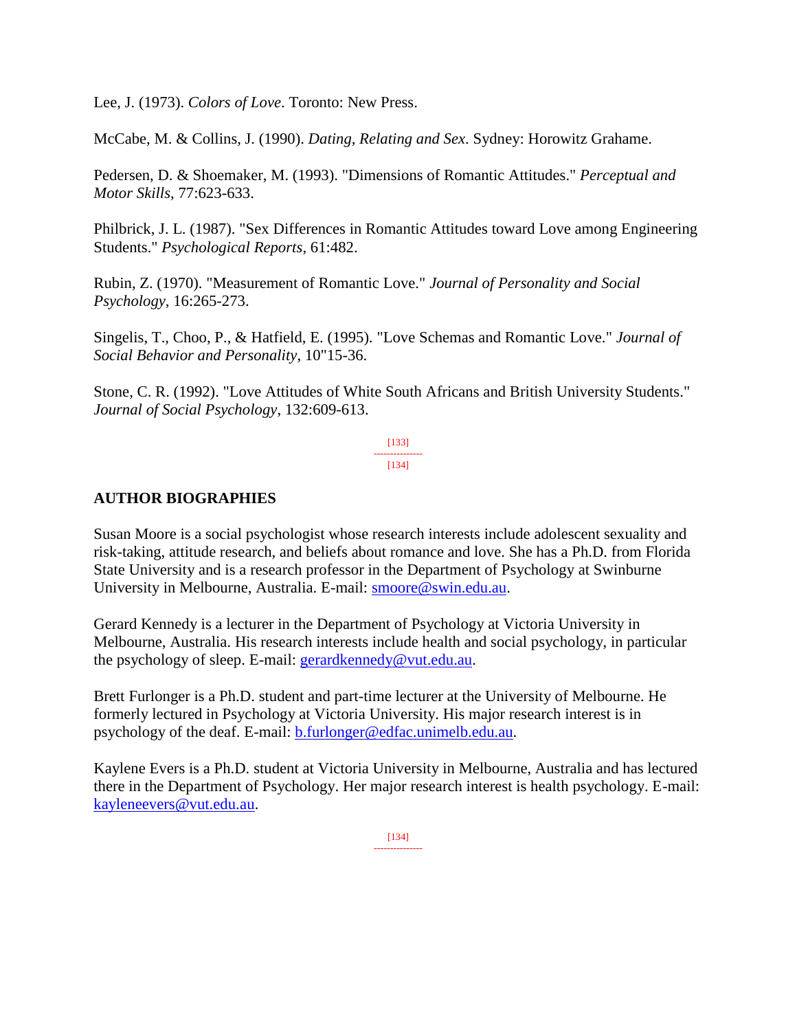Lee, J. (1973). *Colors of Love*. Toronto: New Press.

McCabe, M. & Collins, J. (1990). *Dating, Relating and Sex*. Sydney: Horowitz Grahame.

Pedersen, D. & Shoemaker, M. (1993). "Dimensions of Romantic Attitudes." *Perceptual and Motor Skills*, 77:623-633.

Philbrick, J. L. (1987). "Sex Differences in Romantic Attitudes toward Love among Engineering Students." *Psychological Reports*, 61:482.

Rubin, Z. (1970). "Measurement of Romantic Love." *Journal of Personality and Social Psychology*, 16:265-273.

Singelis, T., Choo, P., & Hatfield, E. (1995). "Love Schemas and Romantic Love." *Journal of Social Behavior and Personality*, 10"15-36.

Stone, C. R. (1992). "Love Attitudes of White South Africans and British University Students." *Journal of Social Psychology*, 132:609-613.

## AUTHOR BIOGRAPHIES

Susan Moore is a social psychologist whose research interests include adolescent sexuality and risk-taking, attitude research, and beliefs about romance and love. She has a Ph.D. from Florida State University and is a research professor in the Department of Psychology at Swinburne University in Melbourne, Australia. E-mail: smoore@swin.edu.au.

Gerard Kennedy is a lecturer in the Department of Psychology at Victoria University in Melbourne, Australia. His research interests include health and social psychology, in particular the psychology of sleep. E-mail: gerardkennedy@vut.edu.au.

Brett Furlonger is a Ph.D. student and part-time lecturer at the University of Melbourne. He formerly lectured in Psychology at Victoria University. His major research interest is in psychology of the deaf. E-mail: b.furlonger@edfac.unimelb.edu.au.

Kaylene Evers is a Ph.D. student at Victoria University in Melbourne, Australia and has lectured there in the Department of Psychology. Her major research interest is health psychology. E-mail: kayleneevers@vut.edu.au.